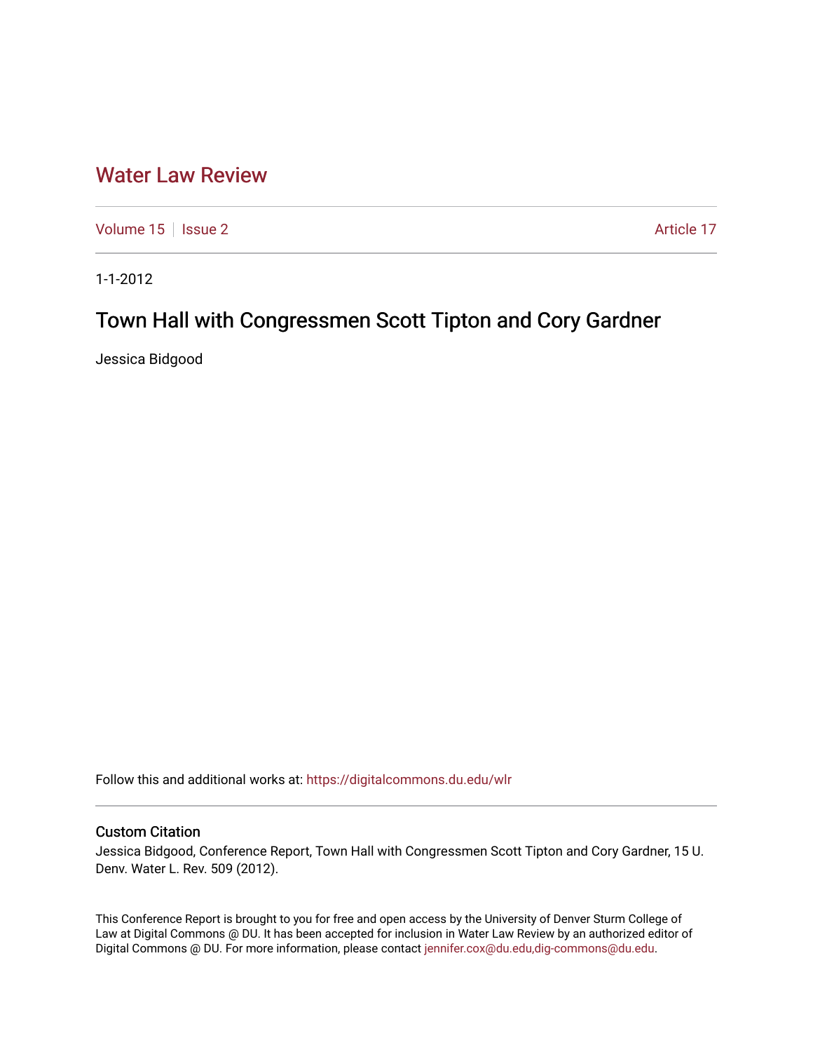# Water Law Review

Volume 15 | Issue 2 | Article 17

1-1-2012

## Town Hall with Congressmen Scott Tipton and Cory Gardner

Jessica Bidgood

Follow this and additional works at: https://digitalcommons.du.edu/wlr

### Custom Citation

Jessica Bidgood, Conference Report, Town Hall with Congressmen Scott Tipton and Cory Gardner, 15 U. Denv. Water L. Rev. 509 (2012).

This Conference Report is brought to you for free and open access by the University of Denver Sturm College of Law at Digital Commons @ DU. It has been accepted for inclusion in Water Law Review by an authorized editor of Digital Commons @ DU. For more information, please contact jennifer.cox@du.edu,dig-commons@du.edu.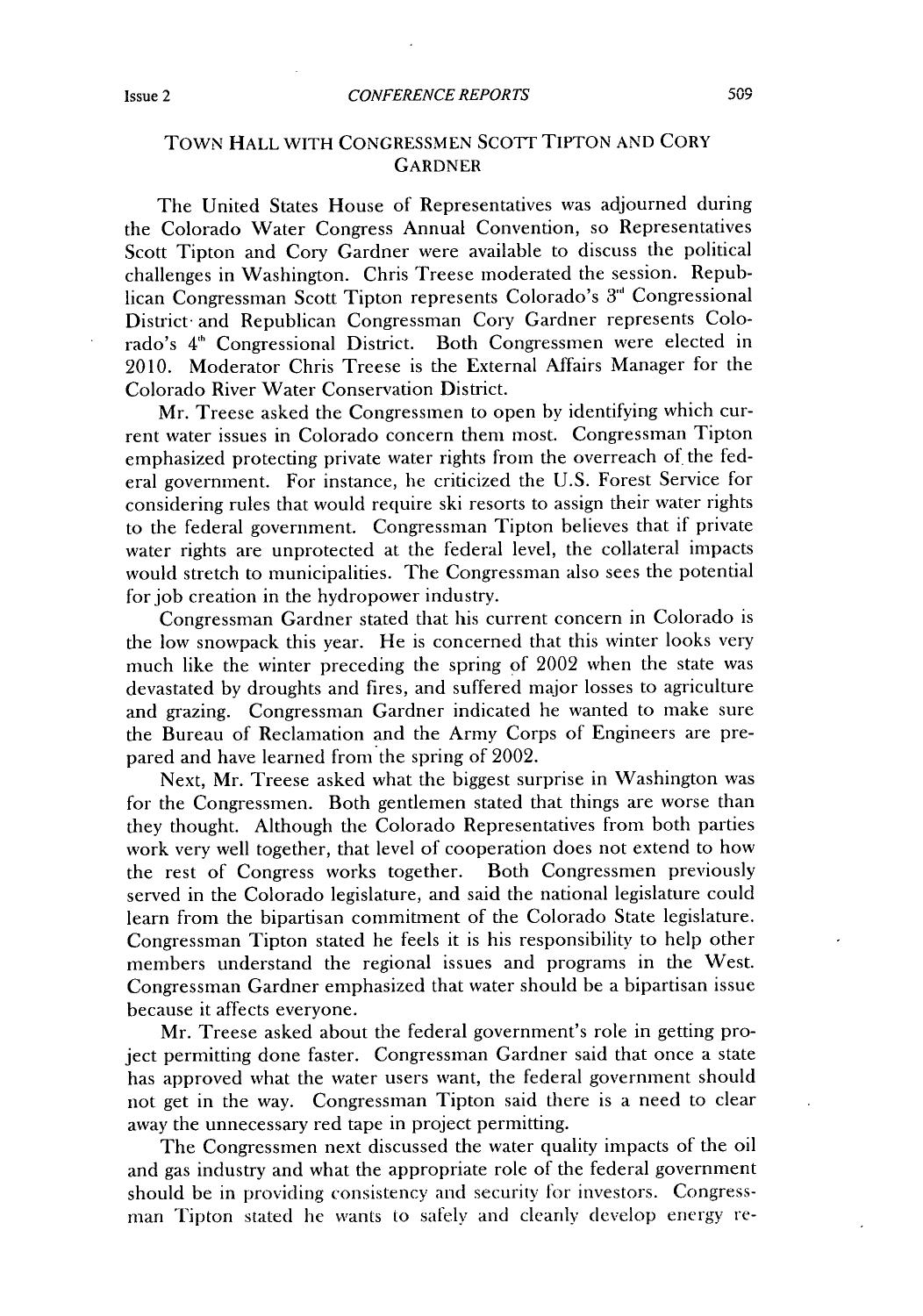## TOWN HALL WITH CONGRESSMEN SCOTT TIPTON AND CORY GARDNER

The United States House of Representatives was adjourned during the Colorado Water Congress Annual Convention, so Representatives Scott Tipton and Cory Gardner were available to discuss the political challenges in Washington. Chris Treese moderated the session. Republican Congressman Scott Tipton represents Colorado's 3rd Congressional District and Republican Congressman Cory Gardner represents Colorado's 4th Congressional District. Both Congressmen were elected in 2010. Moderator Chris Treese is the External Affairs Manager for the Colorado River Water Conservation District.

Mr. Treese asked the Congressmen to open by identifying which current water issues in Colorado concern them most. Congressman Tipton emphasized protecting private water rights from the overreach of the federal government. For instance, he criticized the U.S. Forest Service for considering rules that would require ski resorts to assign their water rights to the federal government. Congressman Tipton believes that if private water rights are unprotected at the federal level, the collateral impacts would stretch to municipalities. The Congressman also sees the potential for job creation in the hydropower industry.

Congressman Gardner stated that his current concern in Colorado is the low snowpack this year. He is concerned that this winter looks very much like the winter preceding the spring of 2002 when the state was devastated by droughts and fires, and suffered major losses to agriculture and grazing. Congressman Gardner indicated he wanted to make sure the Bureau of Reclamation and the Army Corps of Engineers are prepared and have learned from the spring of 2002.

Next, Mr. Treese asked what the biggest surprise in Washington was for the Congressmen. Both gentlemen stated that things are worse than they thought. Although the Colorado Representatives from both parties work very well together, that level of cooperation does not extend to how the rest of Congress works together. Both Congressmen previously served in the Colorado legislature, and said the national legislature could learn from the bipartisan commitment of the Colorado State legislature. Congressman Tipton stated he feels it is his responsibility to help other members understand the regional issues and programs in the West. Congressman Gardner emphasized that water should be a bipartisan issue because it affects everyone.

Mr. Treese asked about the federal government's role in getting project permitting done faster. Congressman Gardner said that once a state has approved what the water users want, the federal government should not get in the way. Congressman Tipton said there is a need to clear away the unnecessary red tape in project permitting.

The Congressmen next discussed the water quality impacts of the oil and gas industry and what the appropriate role of the federal government should be in providing consistency and security for investors. Congressman Tipton stated he wants to safely and cleanly develop energy re-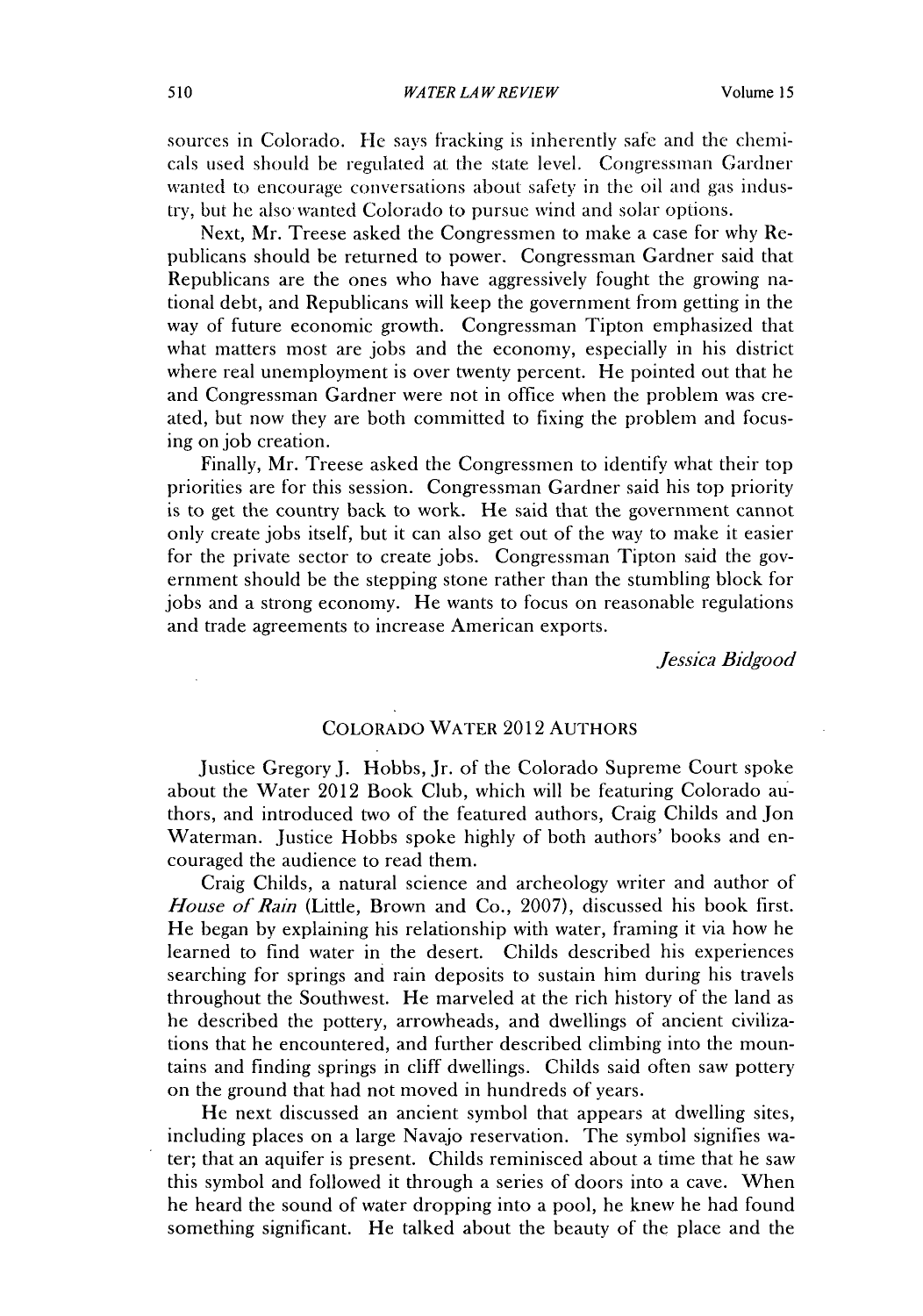sources in Colorado. He says fracking is inherently safe and the chemicals used should be regulated at the state level. Congressman Gardner wanted to encourage conversations about safety in the oil and gas industry, but he also wanted Colorado to pursue wind and solar options.

Next, Mr. Treese asked the Congressmen to make a case for why Republicans should be returned to power. Congressman Gardner said that Republicans are the ones who have aggressively fought the growing national debt, and Republicans will keep the government from getting in the way of future economic growth. Congressman Tipton emphasized that what matters most are jobs and the economy, especially in his district where real unemployment is over twenty percent. He pointed out that he and Congressman Gardner were not in office when the problem was created, but now they are both committed to fixing the problem and focusing on job creation.

Finally, Mr. Treese asked the Congressmen to identify what their top priorities are for this session. Congressman Gardner said his top priority is to get the country back to work. He said that the government cannot only create jobs itself, but it can also get out of the way to make it easier for the private sector to create jobs. Congressman Tipton said the government should be the stepping stone rather than the stumbling block for jobs and a strong economy. He wants to focus on reasonable regulations and trade agreements to increase American exports.

*Jessica Bidgood*

## COLORADO WATER 2012 AUTHORS

Justice Gregory J. Hobbs, Jr. of the Colorado Supreme Court spoke about the Water 2012 Book Club, which will be featuring Colorado authors, and introduced two of the featured authors, Craig Childs and Jon Waterman. Justice Hobbs spoke highly of both authors' books and encouraged the audience to read them.

Craig Childs, a natural science and archeology writer and author of *House of Rain* (Little, Brown and Co., 2007), discussed his book first. He began by explaining his relationship with water, framing it via how he learned to find water in the desert. Childs described his experiences searching for springs and rain deposits to sustain him during his travels throughout the Southwest. He marveled at the rich history of the land as he described the pottery, arrowheads, and dwellings of ancient civilizations that he encountered, and further described climbing into the mountains and finding springs in cliff dwellings. Childs said often saw pottery on the ground that had not moved in hundreds of years.

He next discussed an ancient symbol that appears at dwelling sites, including places on a large Navajo reservation. The symbol signifies water; that an aquifer is present. Childs reminisced about a time that he saw this symbol and followed it through a series of doors into a cave. When he heard the sound of water dropping into a pool, he knew he had found something significant. He talked about the beauty of the place and the